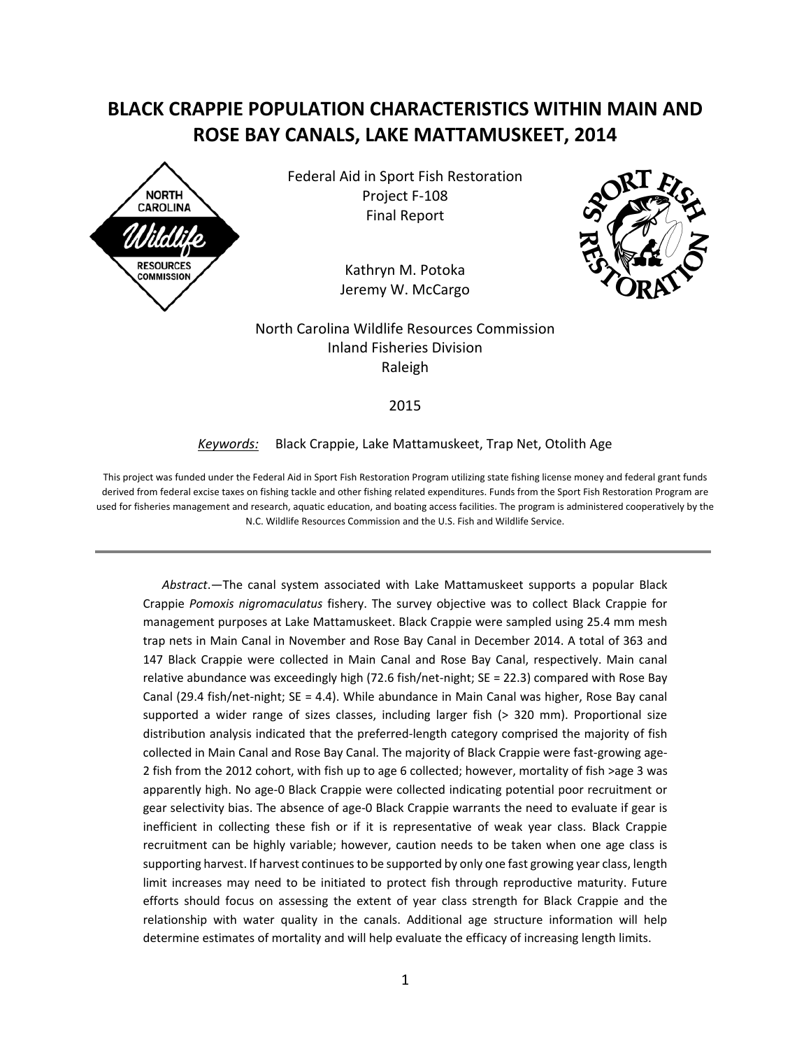# BLACK CRAPPIE POPULATION CHARACTERISTICS WITHIN MAIN AND ROSE BAY CANALS, LAKE MATTAMUSKEET, 2014

Federal Aid in Sport Fish Restoration
Project F-108
Final Report

Kathryn M. Potoka
Jeremy W. McCargo

North Carolina Wildlife Resources Commission
Inland Fisheries Division
Raleigh

2015

*Keywords:* Black Crappie, Lake Mattamuskeet, Trap Net, Otolith Age

This project was funded under the Federal Aid in Sport Fish Restoration Program utilizing state fishing license money and federal grant funds derived from federal excise taxes on fishing tackle and other fishing related expenditures. Funds from the Sport Fish Restoration Program are used for fisheries management and research, aquatic education, and boating access facilities. The program is administered cooperatively by the N.C. Wildlife Resources Commission and the U.S. Fish and Wildlife Service.

---

*Abstract*.—The canal system associated with Lake Mattamuskeet supports a popular Black Crappie *Pomoxis nigromaculatus* fishery. The survey objective was to collect Black Crappie for management purposes at Lake Mattamuskeet. Black Crappie were sampled using 25.4 mm mesh trap nets in Main Canal in November and Rose Bay Canal in December 2014. A total of 363 and 147 Black Crappie were collected in Main Canal and Rose Bay Canal, respectively. Main canal relative abundance was exceedingly high (72.6 fish/net-night; SE = 22.3) compared with Rose Bay Canal (29.4 fish/net-night; SE = 4.4). While abundance in Main Canal was higher, Rose Bay canal supported a wider range of sizes classes, including larger fish (> 320 mm). Proportional size distribution analysis indicated that the preferred-length category comprised the majority of fish collected in Main Canal and Rose Bay Canal. The majority of Black Crappie were fast-growing age-2 fish from the 2012 cohort, with fish up to age 6 collected; however, mortality of fish >age 3 was apparently high. No age-0 Black Crappie were collected indicating potential poor recruitment or gear selectivity bias. The absence of age-0 Black Crappie warrants the need to evaluate if gear is inefficient in collecting these fish or if it is representative of weak year class. Black Crappie recruitment can be highly variable; however, caution needs to be taken when one age class is supporting harvest. If harvest continues to be supported by only one fast growing year class, length limit increases may need to be initiated to protect fish through reproductive maturity. Future efforts should focus on assessing the extent of year class strength for Black Crappie and the relationship with water quality in the canals. Additional age structure information will help determine estimates of mortality and will help evaluate the efficacy of increasing length limits.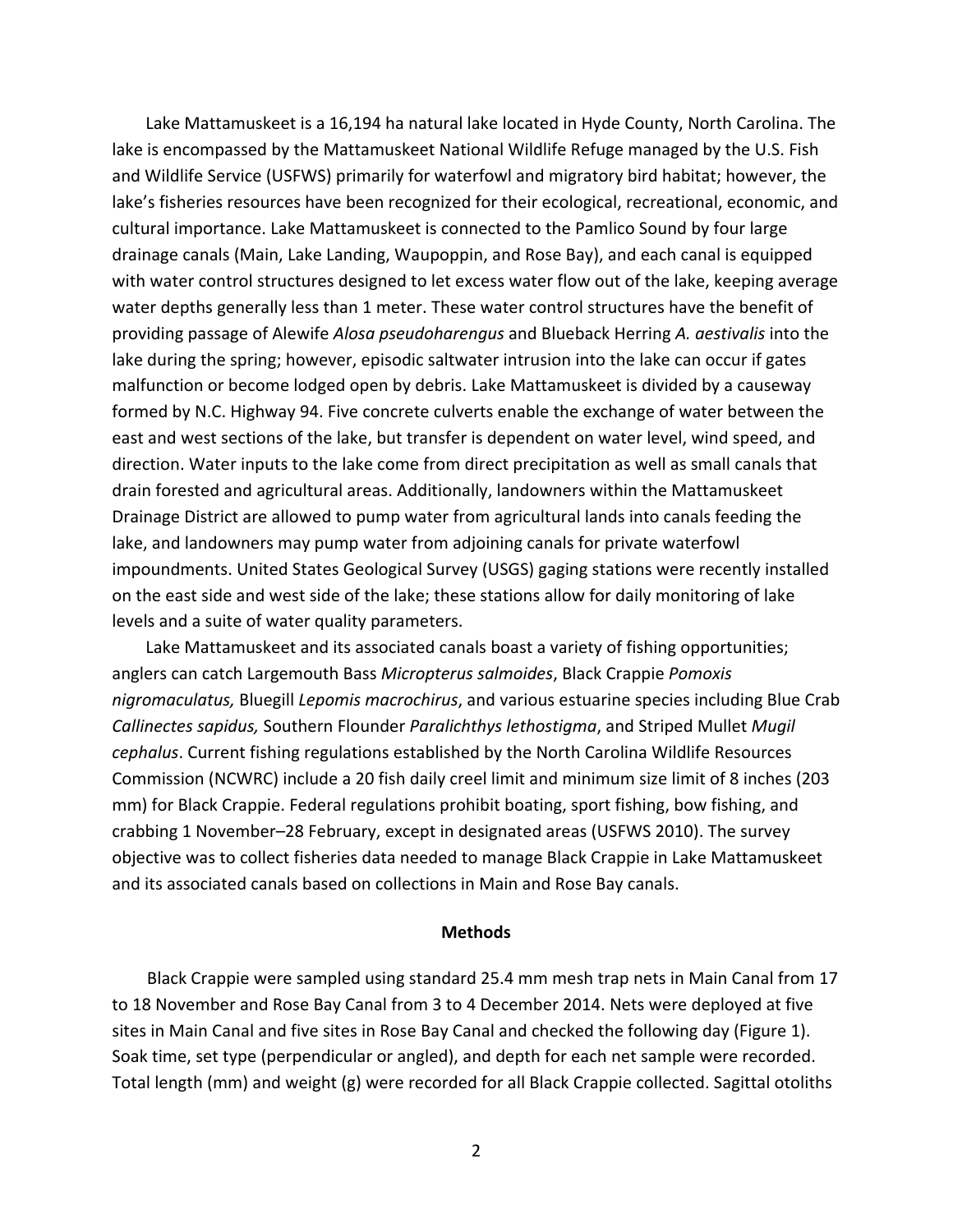Lake Mattamuskeet is a 16,194 ha natural lake located in Hyde County, North Carolina. The lake is encompassed by the Mattamuskeet National Wildlife Refuge managed by the U.S. Fish and Wildlife Service (USFWS) primarily for waterfowl and migratory bird habitat; however, the lake's fisheries resources have been recognized for their ecological, recreational, economic, and cultural importance. Lake Mattamuskeet is connected to the Pamlico Sound by four large drainage canals (Main, Lake Landing, Waupoppin, and Rose Bay), and each canal is equipped with water control structures designed to let excess water flow out of the lake, keeping average water depths generally less than 1 meter. These water control structures have the benefit of providing passage of Alewife *Alosa pseudoharengus* and Blueback Herring *A. aestivalis* into the lake during the spring; however, episodic saltwater intrusion into the lake can occur if gates malfunction or become lodged open by debris. Lake Mattamuskeet is divided by a causeway formed by N.C. Highway 94. Five concrete culverts enable the exchange of water between the east and west sections of the lake, but transfer is dependent on water level, wind speed, and direction. Water inputs to the lake come from direct precipitation as well as small canals that drain forested and agricultural areas. Additionally, landowners within the Mattamuskeet Drainage District are allowed to pump water from agricultural lands into canals feeding the lake, and landowners may pump water from adjoining canals for private waterfowl impoundments. United States Geological Survey (USGS) gaging stations were recently installed on the east side and west side of the lake; these stations allow for daily monitoring of lake levels and a suite of water quality parameters.

Lake Mattamuskeet and its associated canals boast a variety of fishing opportunities; anglers can catch Largemouth Bass *Micropterus salmoides*, Black Crappie *Pomoxis nigromaculatus,* Bluegill *Lepomis macrochirus*, and various estuarine species including Blue Crab *Callinectes sapidus,* Southern Flounder *Paralichthys lethostigma*, and Striped Mullet *Mugil cephalus*. Current fishing regulations established by the North Carolina Wildlife Resources Commission (NCWRC) include a 20 fish daily creel limit and minimum size limit of 8 inches (203 mm) for Black Crappie. Federal regulations prohibit boating, sport fishing, bow fishing, and crabbing 1 November–28 February, except in designated areas (USFWS 2010). The survey objective was to collect fisheries data needed to manage Black Crappie in Lake Mattamuskeet and its associated canals based on collections in Main and Rose Bay canals.

## Methods

Black Crappie were sampled using standard 25.4 mm mesh trap nets in Main Canal from 17 to 18 November and Rose Bay Canal from 3 to 4 December 2014. Nets were deployed at five sites in Main Canal and five sites in Rose Bay Canal and checked the following day (Figure 1). Soak time, set type (perpendicular or angled), and depth for each net sample were recorded. Total length (mm) and weight (g) were recorded for all Black Crappie collected. Sagittal otoliths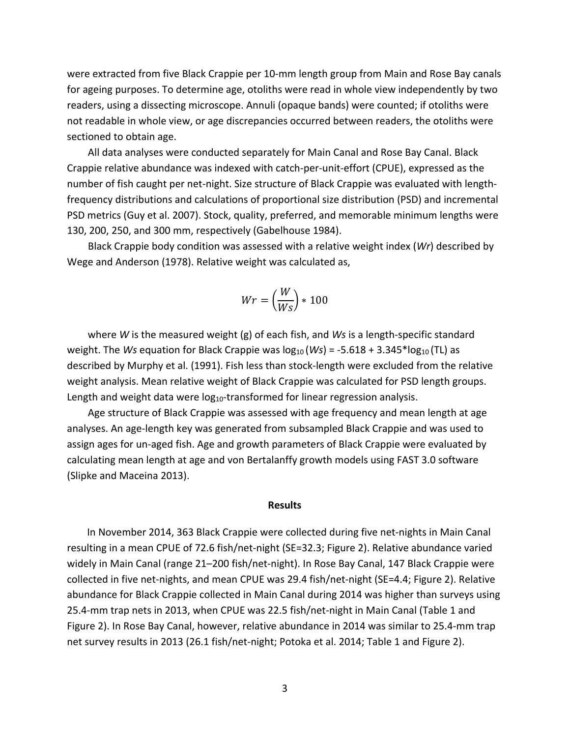were extracted from five Black Crappie per 10-mm length group from Main and Rose Bay canals for ageing purposes. To determine age, otoliths were read in whole view independently by two readers, using a dissecting microscope. Annuli (opaque bands) were counted; if otoliths were not readable in whole view, or age discrepancies occurred between readers, the otoliths were sectioned to obtain age.

All data analyses were conducted separately for Main Canal and Rose Bay Canal. Black Crappie relative abundance was indexed with catch-per-unit-effort (CPUE), expressed as the number of fish caught per net-night. Size structure of Black Crappie was evaluated with length-frequency distributions and calculations of proportional size distribution (PSD) and incremental PSD metrics (Guy et al. 2007). Stock, quality, preferred, and memorable minimum lengths were 130, 200, 250, and 300 mm, respectively (Gabelhouse 1984).

Black Crappie body condition was assessed with a relative weight index (*Wr*) described by Wege and Anderson (1978). Relative weight was calculated as,

$$Wr = \left(\frac{W}{Ws}\right) * 100$$

where *W* is the measured weight (g) of each fish, and *Ws* is a length-specific standard weight. The *Ws* equation for Black Crappie was $\log_{10}(Ws) = -5.618 + 3.345 * \log_{10}(TL)$ as described by Murphy et al. (1991). Fish less than stock-length were excluded from the relative weight analysis. Mean relative weight of Black Crappie was calculated for PSD length groups. Length and weight data were $\log_{10}$-transformed for linear regression analysis.

Age structure of Black Crappie was assessed with age frequency and mean length at age analyses. An age-length key was generated from subsampled Black Crappie and was used to assign ages for un-aged fish. Age and growth parameters of Black Crappie were evaluated by calculating mean length at age and von Bertalanffy growth models using FAST 3.0 software (Slipke and Maceina 2013).

## Results

In November 2014, 363 Black Crappie were collected during five net-nights in Main Canal resulting in a mean CPUE of 72.6 fish/net-night (SE=32.3; Figure 2). Relative abundance varied widely in Main Canal (range 21–200 fish/net-night). In Rose Bay Canal, 147 Black Crappie were collected in five net-nights, and mean CPUE was 29.4 fish/net-night (SE=4.4; Figure 2). Relative abundance for Black Crappie collected in Main Canal during 2014 was higher than surveys using 25.4-mm trap nets in 2013, when CPUE was 22.5 fish/net-night in Main Canal (Table 1 and Figure 2). In Rose Bay Canal, however, relative abundance in 2014 was similar to 25.4-mm trap net survey results in 2013 (26.1 fish/net-night; Potoka et al. 2014; Table 1 and Figure 2).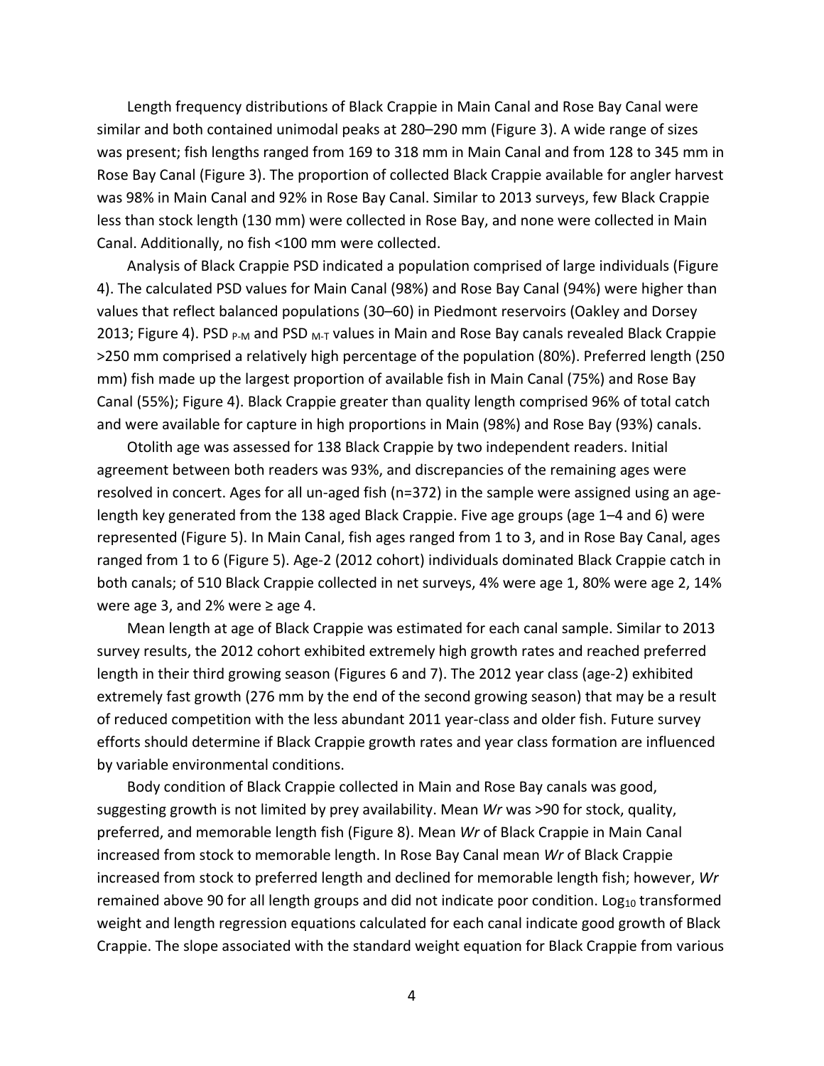Length frequency distributions of Black Crappie in Main Canal and Rose Bay Canal were similar and both contained unimodal peaks at 280–290 mm (Figure 3). A wide range of sizes was present; fish lengths ranged from 169 to 318 mm in Main Canal and from 128 to 345 mm in Rose Bay Canal (Figure 3). The proportion of collected Black Crappie available for angler harvest was 98% in Main Canal and 92% in Rose Bay Canal. Similar to 2013 surveys, few Black Crappie less than stock length (130 mm) were collected in Rose Bay, and none were collected in Main Canal. Additionally, no fish <100 mm were collected.

Analysis of Black Crappie PSD indicated a population comprised of large individuals (Figure 4). The calculated PSD values for Main Canal (98%) and Rose Bay Canal (94%) were higher than values that reflect balanced populations (30–60) in Piedmont reservoirs (Oakley and Dorsey 2013; Figure 4). PSD $_{P-M}$ and PSD $_{M-T}$ values in Main and Rose Bay canals revealed Black Crappie >250 mm comprised a relatively high percentage of the population (80%). Preferred length (250 mm) fish made up the largest proportion of available fish in Main Canal (75%) and Rose Bay Canal (55%); Figure 4). Black Crappie greater than quality length comprised 96% of total catch and were available for capture in high proportions in Main (98%) and Rose Bay (93%) canals.

Otolith age was assessed for 138 Black Crappie by two independent readers. Initial agreement between both readers was 93%, and discrepancies of the remaining ages were resolved in concert. Ages for all un-aged fish (n=372) in the sample were assigned using an age-length key generated from the 138 aged Black Crappie. Five age groups (age 1–4 and 6) were represented (Figure 5). In Main Canal, fish ages ranged from 1 to 3, and in Rose Bay Canal, ages ranged from 1 to 6 (Figure 5). Age-2 (2012 cohort) individuals dominated Black Crappie catch in both canals; of 510 Black Crappie collected in net surveys, 4% were age 1, 80% were age 2, 14% were age 3, and 2% were ≥ age 4.

Mean length at age of Black Crappie was estimated for each canal sample. Similar to 2013 survey results, the 2012 cohort exhibited extremely high growth rates and reached preferred length in their third growing season (Figures 6 and 7). The 2012 year class (age-2) exhibited extremely fast growth (276 mm by the end of the second growing season) that may be a result of reduced competition with the less abundant 2011 year-class and older fish. Future survey efforts should determine if Black Crappie growth rates and year class formation are influenced by variable environmental conditions.

Body condition of Black Crappie collected in Main and Rose Bay canals was good, suggesting growth is not limited by prey availability. Mean *Wr* was >90 for stock, quality, preferred, and memorable length fish (Figure 8). Mean *Wr* of Black Crappie in Main Canal increased from stock to memorable length. In Rose Bay Canal mean *Wr* of Black Crappie increased from stock to preferred length and declined for memorable length fish; however, *Wr* remained above 90 for all length groups and did not indicate poor condition. $\text{Log}_{10}$ transformed weight and length regression equations calculated for each canal indicate good growth of Black Crappie. The slope associated with the standard weight equation for Black Crappie from various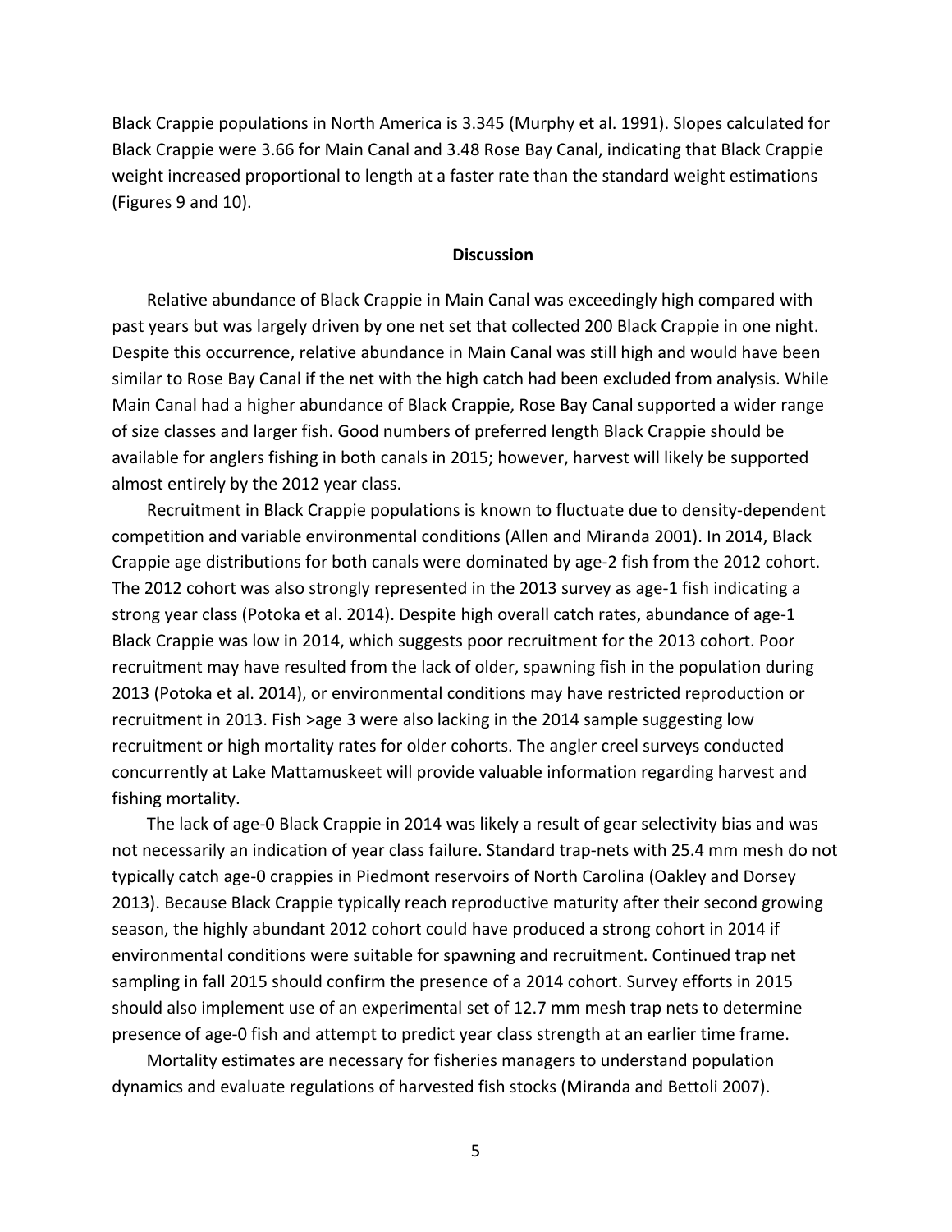Black Crappie populations in North America is 3.345 (Murphy et al. 1991). Slopes calculated for Black Crappie were 3.66 for Main Canal and 3.48 Rose Bay Canal, indicating that Black Crappie weight increased proportional to length at a faster rate than the standard weight estimations (Figures 9 and 10).

## Discussion

Relative abundance of Black Crappie in Main Canal was exceedingly high compared with past years but was largely driven by one net set that collected 200 Black Crappie in one night. Despite this occurrence, relative abundance in Main Canal was still high and would have been similar to Rose Bay Canal if the net with the high catch had been excluded from analysis. While Main Canal had a higher abundance of Black Crappie, Rose Bay Canal supported a wider range of size classes and larger fish. Good numbers of preferred length Black Crappie should be available for anglers fishing in both canals in 2015; however, harvest will likely be supported almost entirely by the 2012 year class.

Recruitment in Black Crappie populations is known to fluctuate due to density-dependent competition and variable environmental conditions (Allen and Miranda 2001). In 2014, Black Crappie age distributions for both canals were dominated by age-2 fish from the 2012 cohort. The 2012 cohort was also strongly represented in the 2013 survey as age-1 fish indicating a strong year class (Potoka et al. 2014). Despite high overall catch rates, abundance of age-1 Black Crappie was low in 2014, which suggests poor recruitment for the 2013 cohort. Poor recruitment may have resulted from the lack of older, spawning fish in the population during 2013 (Potoka et al. 2014), or environmental conditions may have restricted reproduction or recruitment in 2013. Fish >age 3 were also lacking in the 2014 sample suggesting low recruitment or high mortality rates for older cohorts. The angler creel surveys conducted concurrently at Lake Mattamuskeet will provide valuable information regarding harvest and fishing mortality.

The lack of age-0 Black Crappie in 2014 was likely a result of gear selectivity bias and was not necessarily an indication of year class failure. Standard trap-nets with 25.4 mm mesh do not typically catch age-0 crappies in Piedmont reservoirs of North Carolina (Oakley and Dorsey 2013). Because Black Crappie typically reach reproductive maturity after their second growing season, the highly abundant 2012 cohort could have produced a strong cohort in 2014 if environmental conditions were suitable for spawning and recruitment. Continued trap net sampling in fall 2015 should confirm the presence of a 2014 cohort. Survey efforts in 2015 should also implement use of an experimental set of 12.7 mm mesh trap nets to determine presence of age-0 fish and attempt to predict year class strength at an earlier time frame.

Mortality estimates are necessary for fisheries managers to understand population dynamics and evaluate regulations of harvested fish stocks (Miranda and Bettoli 2007).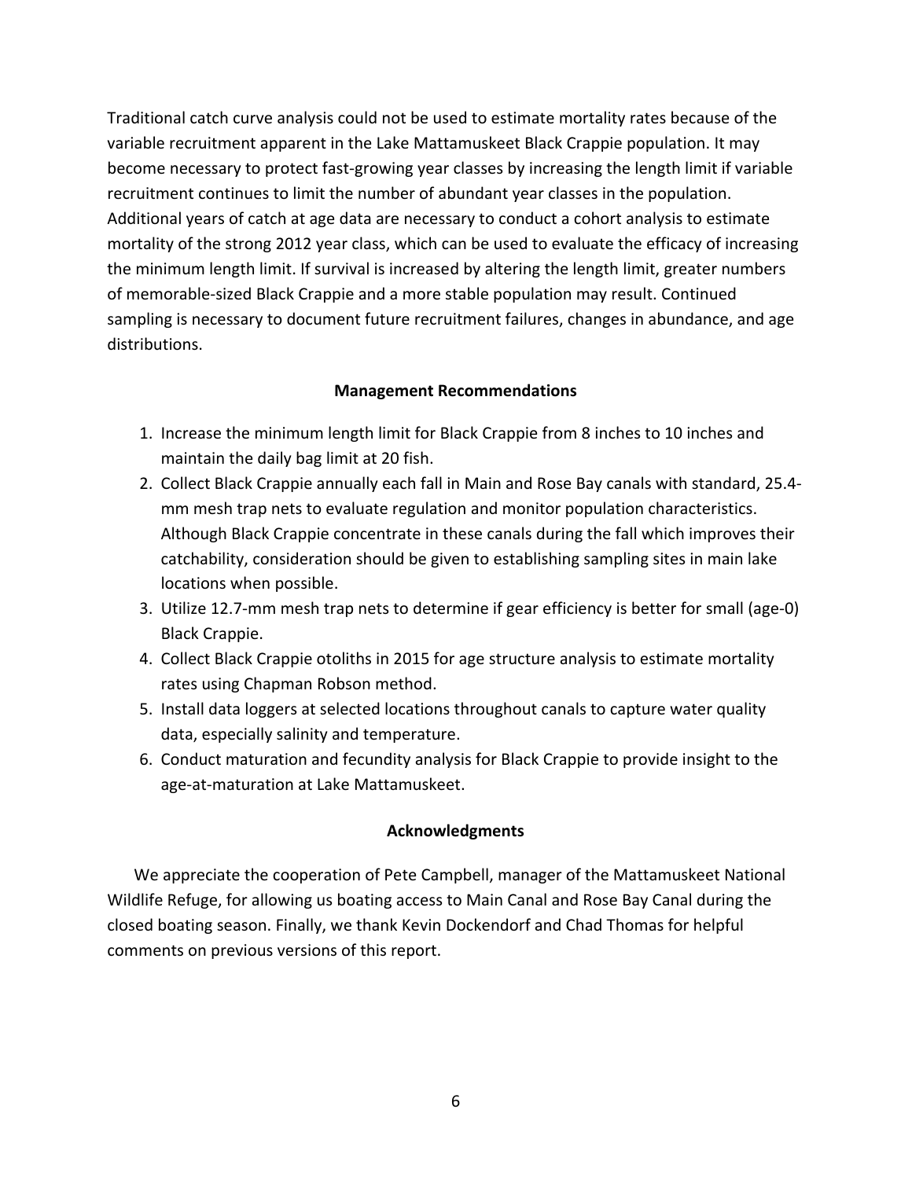Traditional catch curve analysis could not be used to estimate mortality rates because of the variable recruitment apparent in the Lake Mattamuskeet Black Crappie population. It may become necessary to protect fast-growing year classes by increasing the length limit if variable recruitment continues to limit the number of abundant year classes in the population. Additional years of catch at age data are necessary to conduct a cohort analysis to estimate mortality of the strong 2012 year class, which can be used to evaluate the efficacy of increasing the minimum length limit. If survival is increased by altering the length limit, greater numbers of memorable-sized Black Crappie and a more stable population may result. Continued sampling is necessary to document future recruitment failures, changes in abundance, and age distributions.

## Management Recommendations

1. Increase the minimum length limit for Black Crappie from 8 inches to 10 inches and maintain the daily bag limit at 20 fish.
2. Collect Black Crappie annually each fall in Main and Rose Bay canals with standard, 25.4-mm mesh trap nets to evaluate regulation and monitor population characteristics. Although Black Crappie concentrate in these canals during the fall which improves their catchability, consideration should be given to establishing sampling sites in main lake locations when possible.
3. Utilize 12.7-mm mesh trap nets to determine if gear efficiency is better for small (age-0) Black Crappie.
4. Collect Black Crappie otoliths in 2015 for age structure analysis to estimate mortality rates using Chapman Robson method.
5. Install data loggers at selected locations throughout canals to capture water quality data, especially salinity and temperature.
6. Conduct maturation and fecundity analysis for Black Crappie to provide insight to the age-at-maturation at Lake Mattamuskeet.

## Acknowledgments

We appreciate the cooperation of Pete Campbell, manager of the Mattamuskeet National Wildlife Refuge, for allowing us boating access to Main Canal and Rose Bay Canal during the closed boating season. Finally, we thank Kevin Dockendorf and Chad Thomas for helpful comments on previous versions of this report.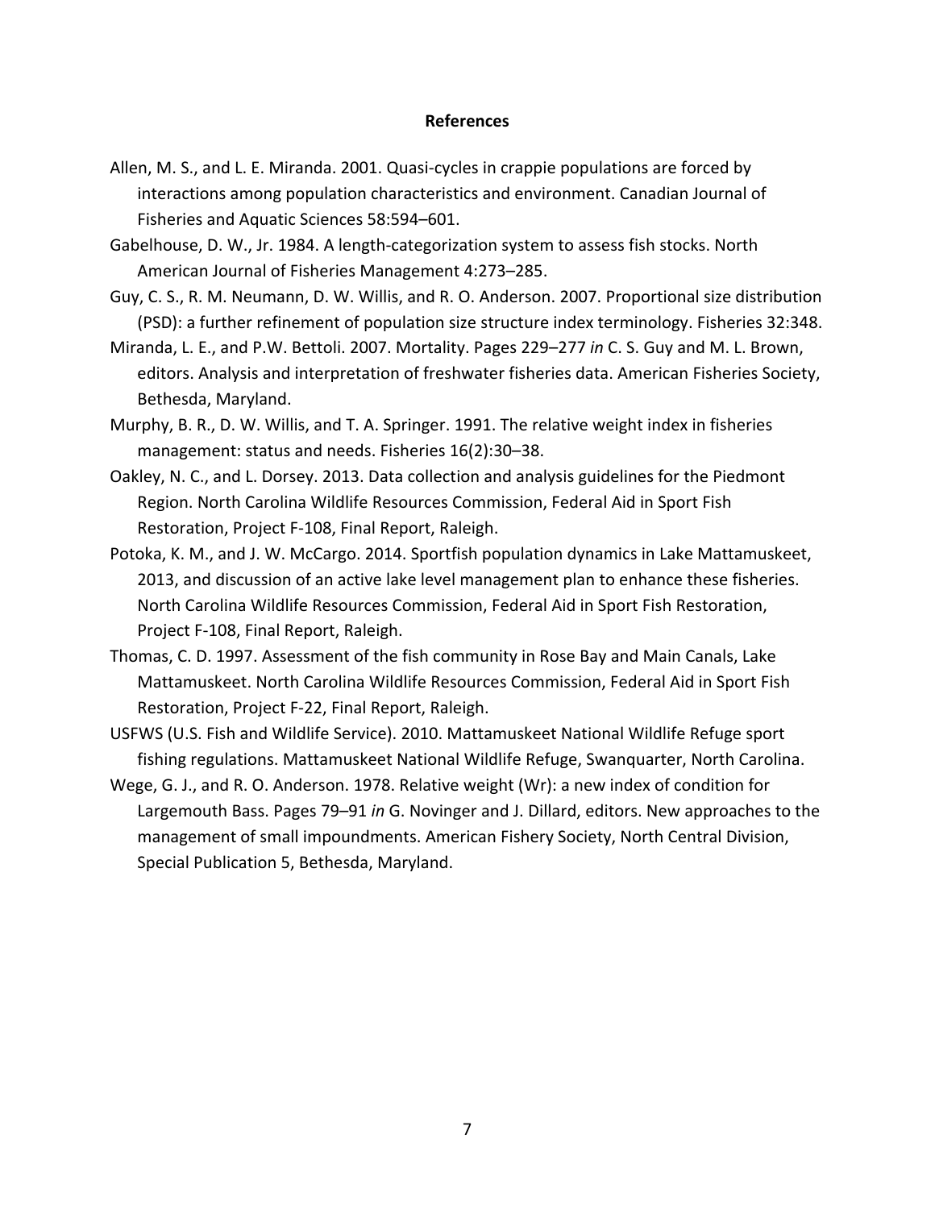## References

Allen, M. S., and L. E. Miranda. 2001. Quasi-cycles in crappie populations are forced by interactions among population characteristics and environment. Canadian Journal of Fisheries and Aquatic Sciences 58:594–601.

Gabelhouse, D. W., Jr. 1984. A length-categorization system to assess fish stocks. North American Journal of Fisheries Management 4:273–285.

Guy, C. S., R. M. Neumann, D. W. Willis, and R. O. Anderson. 2007. Proportional size distribution (PSD): a further refinement of population size structure index terminology. Fisheries 32:348.

Miranda, L. E., and P.W. Bettoli. 2007. Mortality. Pages 229–277 *in* C. S. Guy and M. L. Brown, editors. Analysis and interpretation of freshwater fisheries data. American Fisheries Society, Bethesda, Maryland.

Murphy, B. R., D. W. Willis, and T. A. Springer. 1991. The relative weight index in fisheries management: status and needs. Fisheries 16(2):30–38.

Oakley, N. C., and L. Dorsey. 2013. Data collection and analysis guidelines for the Piedmont Region. North Carolina Wildlife Resources Commission, Federal Aid in Sport Fish Restoration, Project F-108, Final Report, Raleigh.

Potoka, K. M., and J. W. McCargo. 2014. Sportfish population dynamics in Lake Mattamuskeet, 2013, and discussion of an active lake level management plan to enhance these fisheries. North Carolina Wildlife Resources Commission, Federal Aid in Sport Fish Restoration, Project F-108, Final Report, Raleigh.

Thomas, C. D. 1997. Assessment of the fish community in Rose Bay and Main Canals, Lake Mattamuskeet. North Carolina Wildlife Resources Commission, Federal Aid in Sport Fish Restoration, Project F-22, Final Report, Raleigh.

USFWS (U.S. Fish and Wildlife Service). 2010. Mattamuskeet National Wildlife Refuge sport fishing regulations. Mattamuskeet National Wildlife Refuge, Swanquarter, North Carolina.

Wege, G. J., and R. O. Anderson. 1978. Relative weight (Wr): a new index of condition for Largemouth Bass. Pages 79–91 *in* G. Novinger and J. Dillard, editors. New approaches to the management of small impoundments. American Fishery Society, North Central Division, Special Publication 5, Bethesda, Maryland.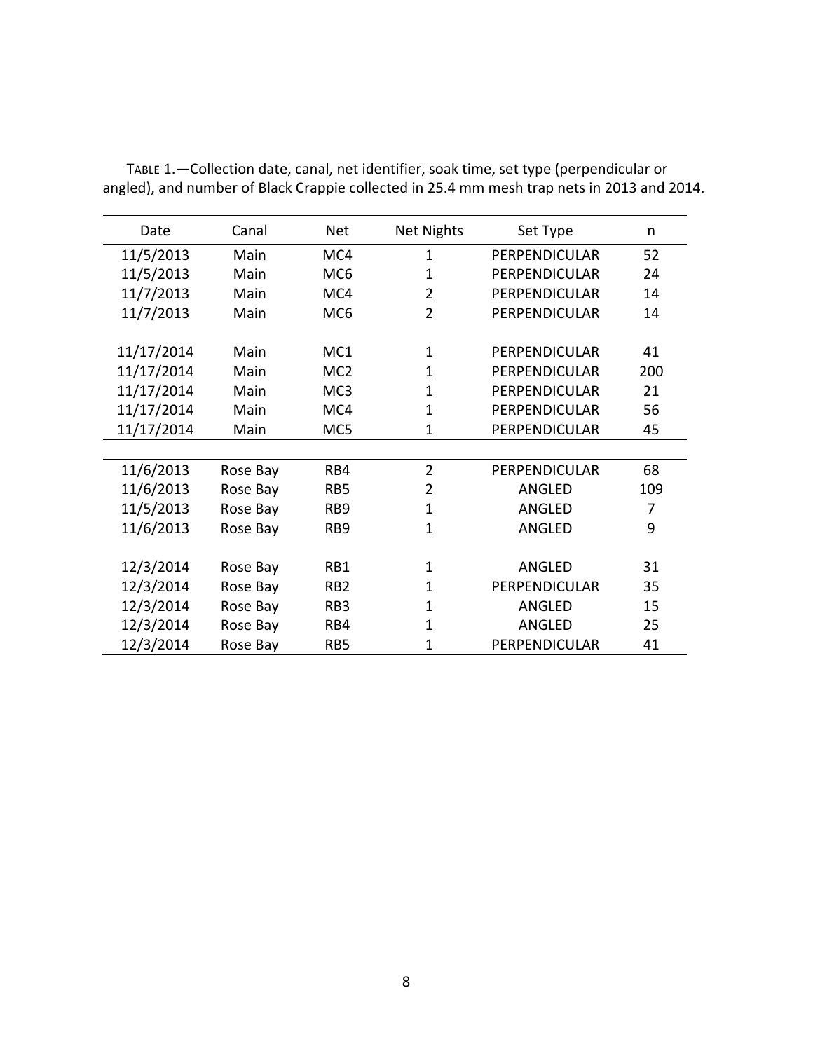TABLE 1.—Collection date, canal, net identifier, soak time, set type (perpendicular or angled), and number of Black Crappie collected in 25.4 mm mesh trap nets in 2013 and 2014.

| Date | Canal | Net | Net Nights | Set Type | n |
|---|---|---|---|---|---|
| 11/5/2013 | Main | MC4 | 1 | PERPENDICULAR | 52 |
| 11/5/2013 | Main | MC6 | 1 | PERPENDICULAR | 24 |
| 11/7/2013 | Main | MC4 | 2 | PERPENDICULAR | 14 |
| 11/7/2013 | Main | MC6 | 2 | PERPENDICULAR | 14 |
| | | | | | |
| 11/17/2014 | Main | MC1 | 1 | PERPENDICULAR | 41 |
| 11/17/2014 | Main | MC2 | 1 | PERPENDICULAR | 200 |
| 11/17/2014 | Main | MC3 | 1 | PERPENDICULAR | 21 |
| 11/17/2014 | Main | MC4 | 1 | PERPENDICULAR | 56 |
| 11/17/2014 | Main | MC5 | 1 | PERPENDICULAR | 45 |
| | | | | | |
| 11/6/2013 | Rose Bay | RB4 | 2 | PERPENDICULAR | 68 |
| 11/6/2013 | Rose Bay | RB5 | 2 | ANGLED | 109 |
| 11/5/2013 | Rose Bay | RB9 | 1 | ANGLED | 7 |
| 11/6/2013 | Rose Bay | RB9 | 1 | ANGLED | 9 |
| | | | | | |
| 12/3/2014 | Rose Bay | RB1 | 1 | ANGLED | 31 |
| 12/3/2014 | Rose Bay | RB2 | 1 | PERPENDICULAR | 35 |
| 12/3/2014 | Rose Bay | RB3 | 1 | ANGLED | 15 |
| 12/3/2014 | Rose Bay | RB4 | 1 | ANGLED | 25 |
| 12/3/2014 | Rose Bay | RB5 | 1 | PERPENDICULAR | 41 |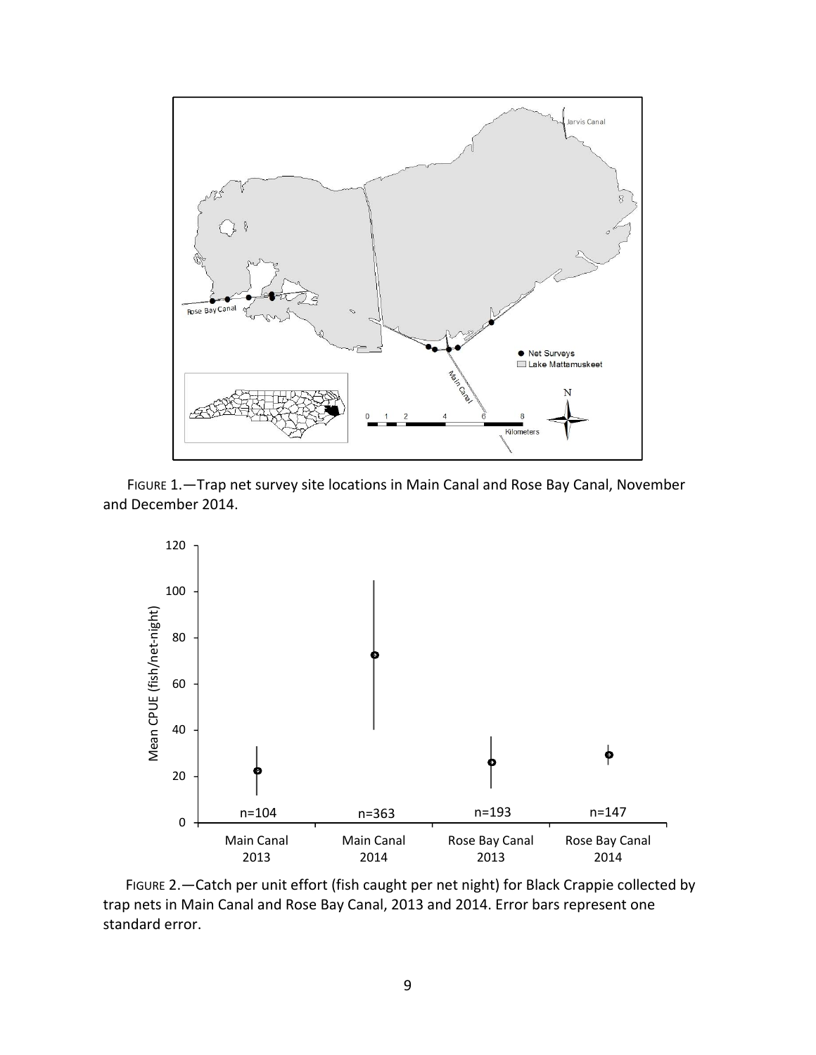FIGURE 1.—Trap net survey site locations in Main Canal and Rose Bay Canal, November and December 2014.

FIGURE 2.—Catch per unit effort (fish caught per net night) for Black Crappie collected by trap nets in Main Canal and Rose Bay Canal, 2013 and 2014. Error bars represent one standard error.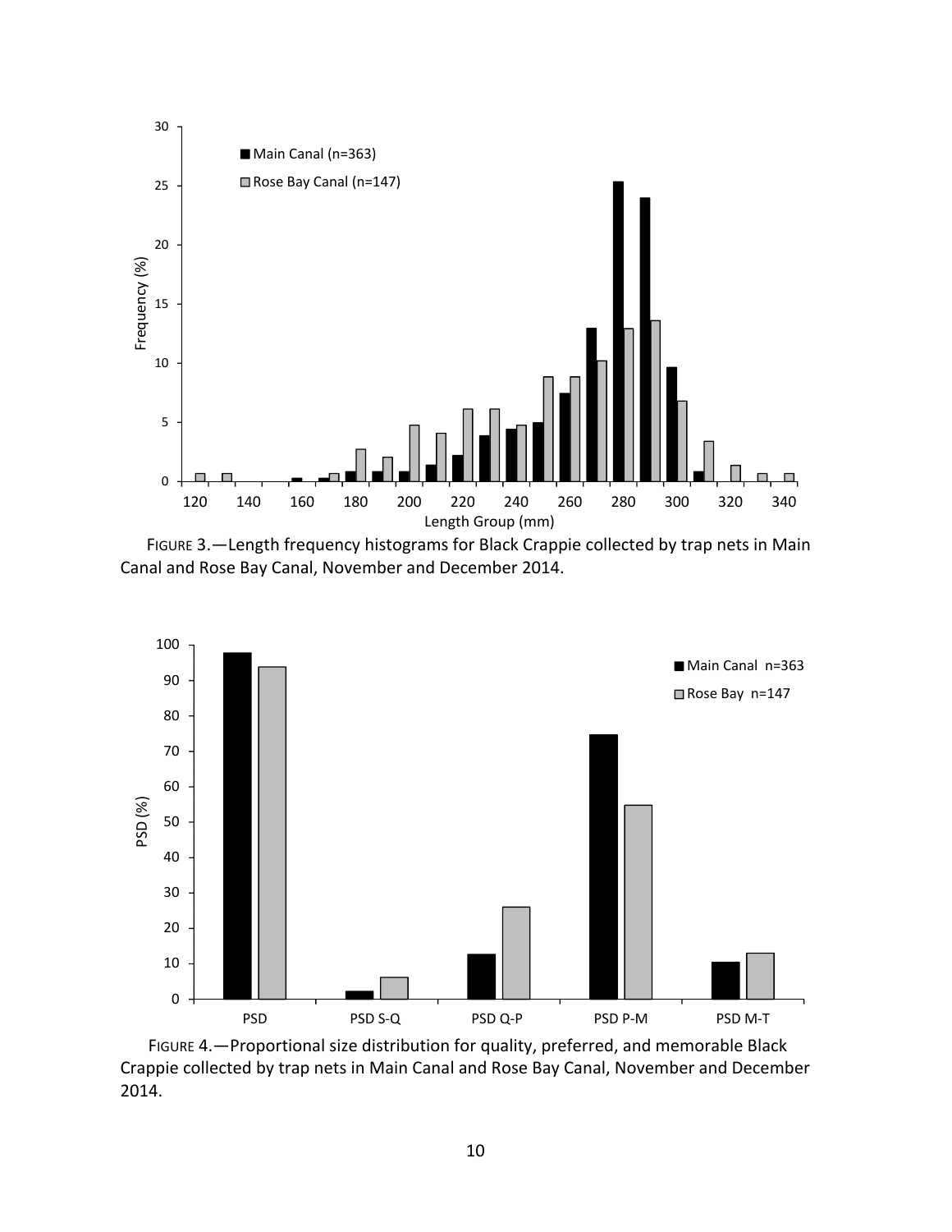FIGURE 3.—Length frequency histograms for Black Crappie collected by trap nets in Main Canal and Rose Bay Canal, November and December 2014.

FIGURE 4.—Proportional size distribution for quality, preferred, and memorable Black Crappie collected by trap nets in Main Canal and Rose Bay Canal, November and December 2014.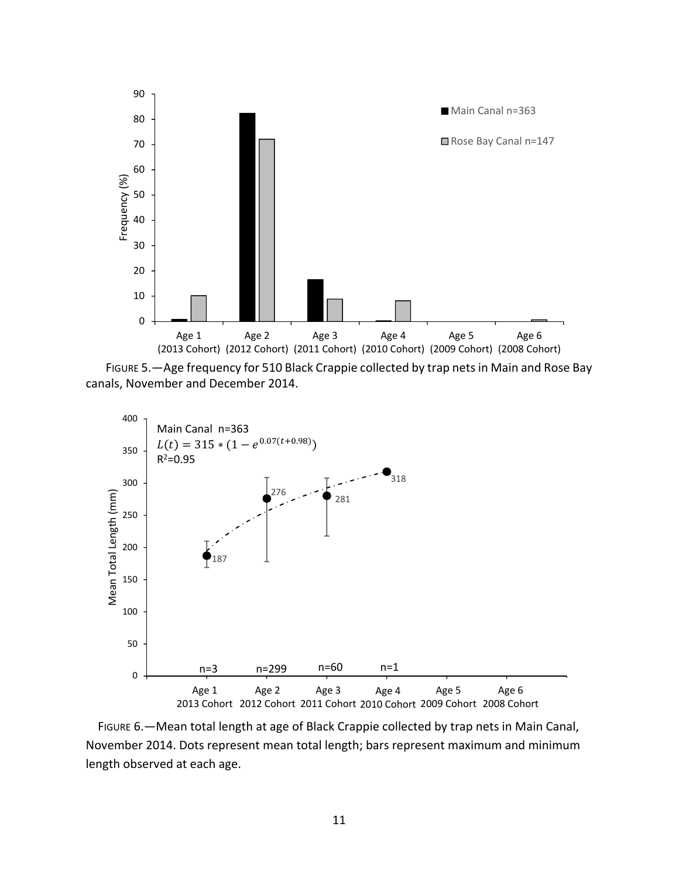FIGURE 5.—Age frequency for 510 Black Crappie collected by trap nets in Main and Rose Bay canals, November and December 2014.

FIGURE 6.—Mean total length at age of Black Crappie collected by trap nets in Main Canal, November 2014. Dots represent mean total length; bars represent maximum and minimum length observed at each age.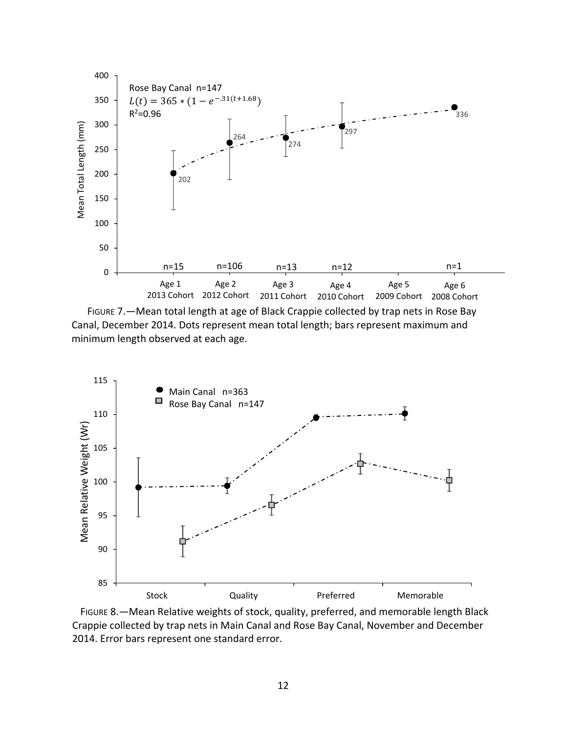FIGURE 7.—Mean total length at age of Black Crappie collected by trap nets in Rose Bay Canal, December 2014. Dots represent mean total length; bars represent maximum and minimum length observed at each age.

FIGURE 8.—Mean Relative weights of stock, quality, preferred, and memorable length Black Crappie collected by trap nets in Main Canal and Rose Bay Canal, November and December 2014. Error bars represent one standard error.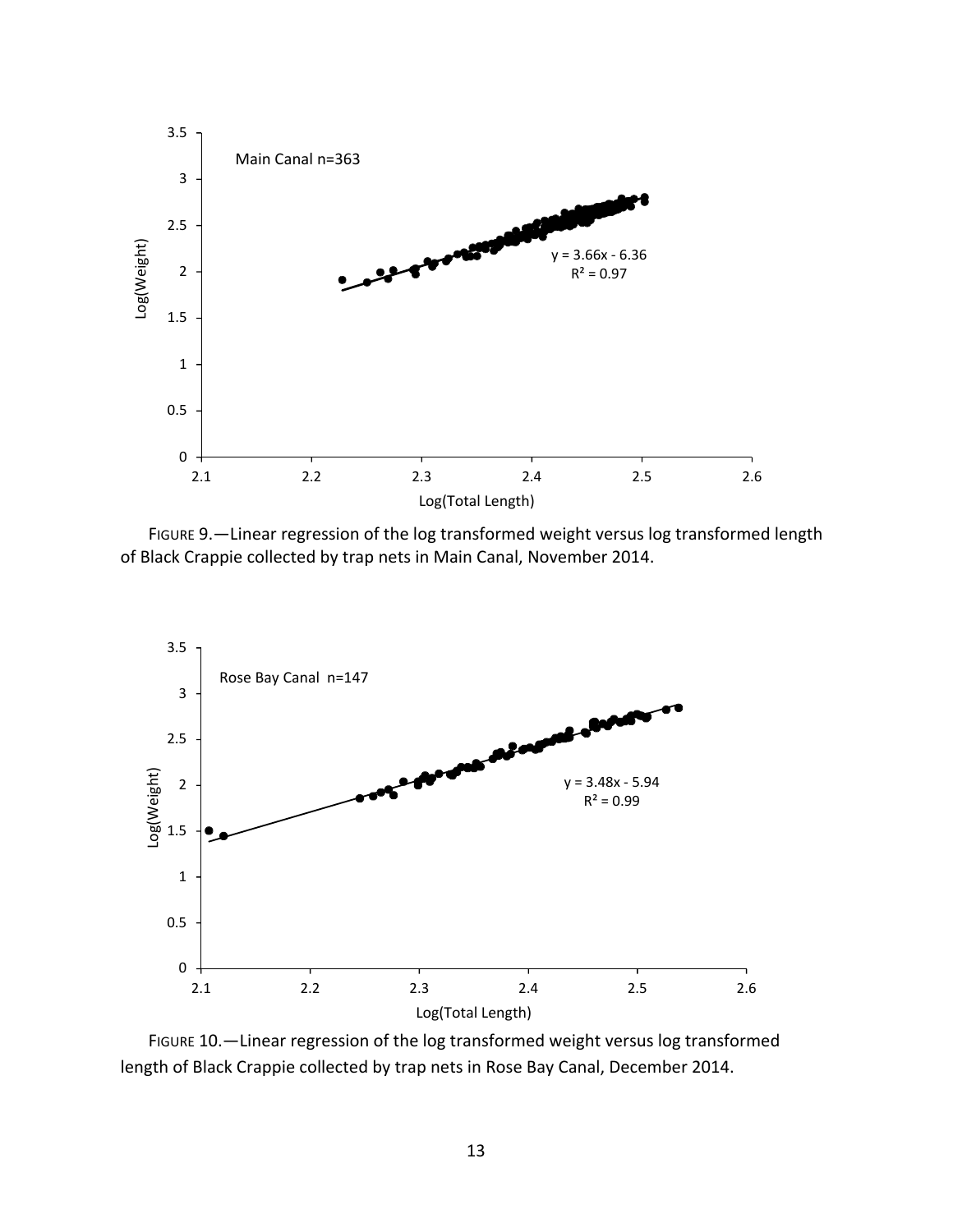Main Canal n=363

y = 3.66x - 6.36
$R^2$ = 0.97

Log(Weight)

3.5
3
2.5
2
1.5
1
0.5
0

2.1 2.2 2.3 2.4 2.5 2.6

Log(Total Length)

FIGURE 9.—Linear regression of the log transformed weight versus log transformed length of Black Crappie collected by trap nets in Main Canal, November 2014.

Rose Bay Canal n=147

y = 3.48x - 5.94
$R^2$ = 0.99

Log(Weight)

3.5
3
2.5
2
1.5
1
0.5
0

2.1 2.2 2.3 2.4 2.5 2.6

Log(Total Length)

FIGURE 10.—Linear regression of the log transformed weight versus log transformed length of Black Crappie collected by trap nets in Rose Bay Canal, December 2014.